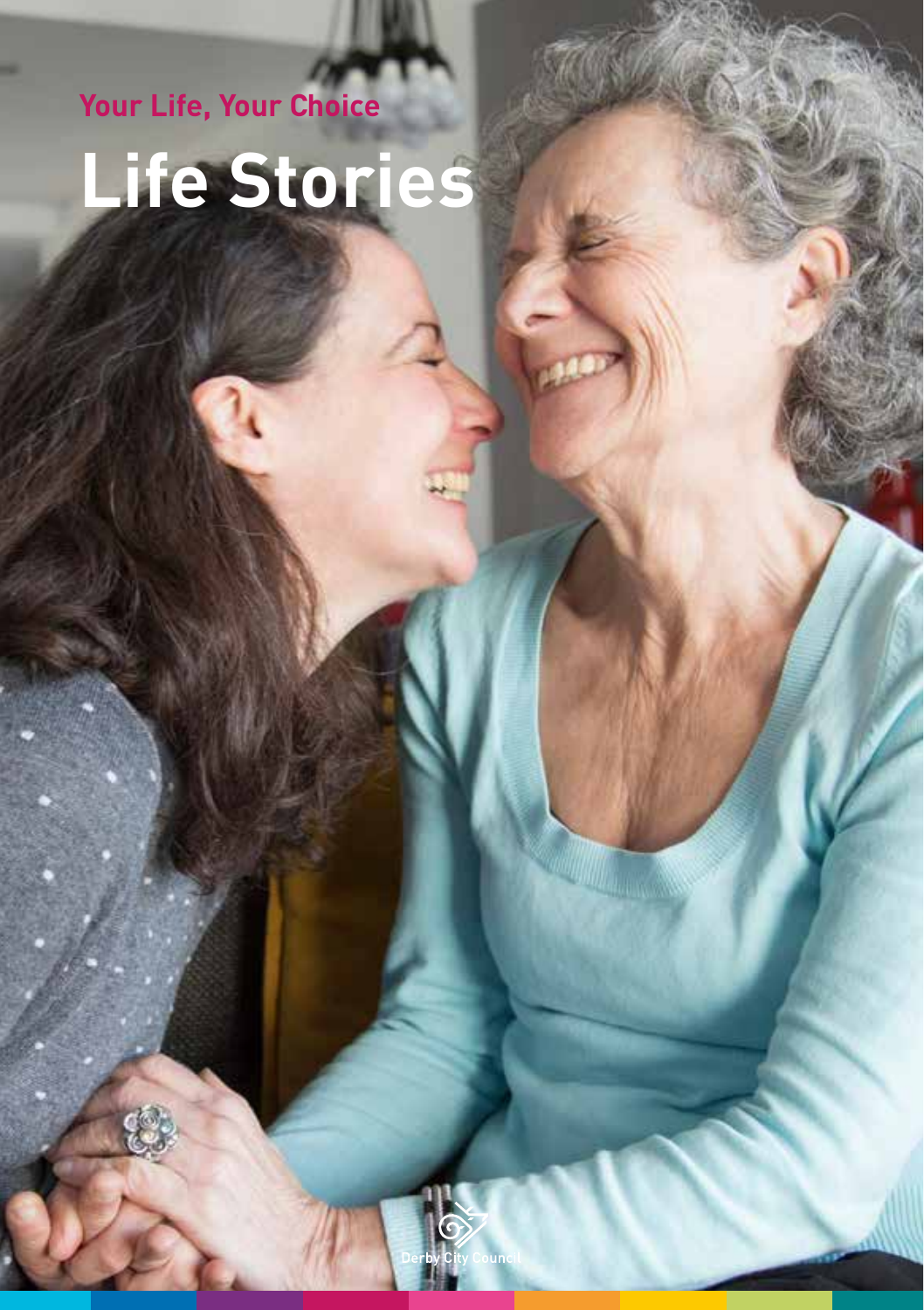**Your Life, Your Choice**

# Life Stories

Derby City Council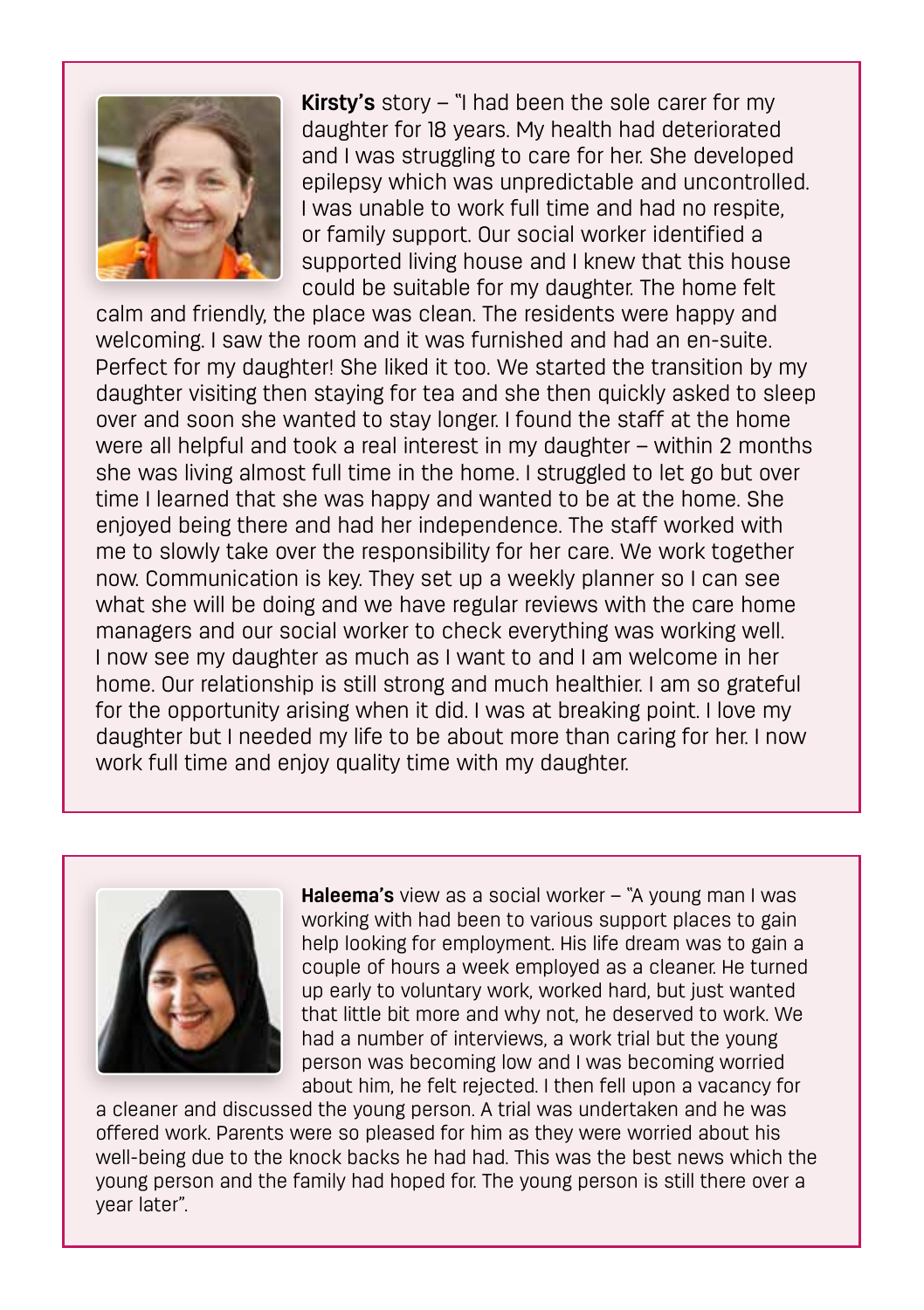**Kirsty's** story – "I had been the sole carer for my daughter for 18 years. My health had deteriorated and I was struggling to care for her. She developed epilepsy which was unpredictable and uncontrolled. I was unable to work full time and had no respite, or family support. Our social worker identified a supported living house and I knew that this house could be suitable for my daughter. The home felt calm and friendly, the place was clean. The residents were happy and welcoming. I saw the room and it was furnished and had an en-suite. Perfect for my daughter! She liked it too. We started the transition by my daughter visiting then staying for tea and she then quickly asked to sleep over and soon she wanted to stay longer. I found the staff at the home were all helpful and took a real interest in my daughter – within 2 months she was living almost full time in the home. I struggled to let go but over time I learned that she was happy and wanted to be at the home. She enjoyed being there and had her independence. The staff worked with me to slowly take over the responsibility for her care. We work together now. Communication is key. They set up a weekly planner so I can see what she will be doing and we have regular reviews with the care home managers and our social worker to check everything was working well. I now see my daughter as much as I want to and I am welcome in her home. Our relationship is still strong and much healthier. I am so grateful for the opportunity arising when it did. I was at breaking point. I love my daughter but I needed my life to be about more than caring for her. I now work full time and enjoy quality time with my daughter.

**Haleema's** view as a social worker – "A young man I was working with had been to various support places to gain help looking for employment. His life dream was to gain a couple of hours a week employed as a cleaner. He turned up early to voluntary work, worked hard, but just wanted that little bit more and why not, he deserved to work. We had a number of interviews, a work trial but the young person was becoming low and I was becoming worried about him, he felt rejected. I then fell upon a vacancy for a cleaner and discussed the young person. A trial was undertaken and he was offered work. Parents were so pleased for him as they were worried about his well-being due to the knock backs he had had. This was the best news which the young person and the family had hoped for. The young person is still there over a year later".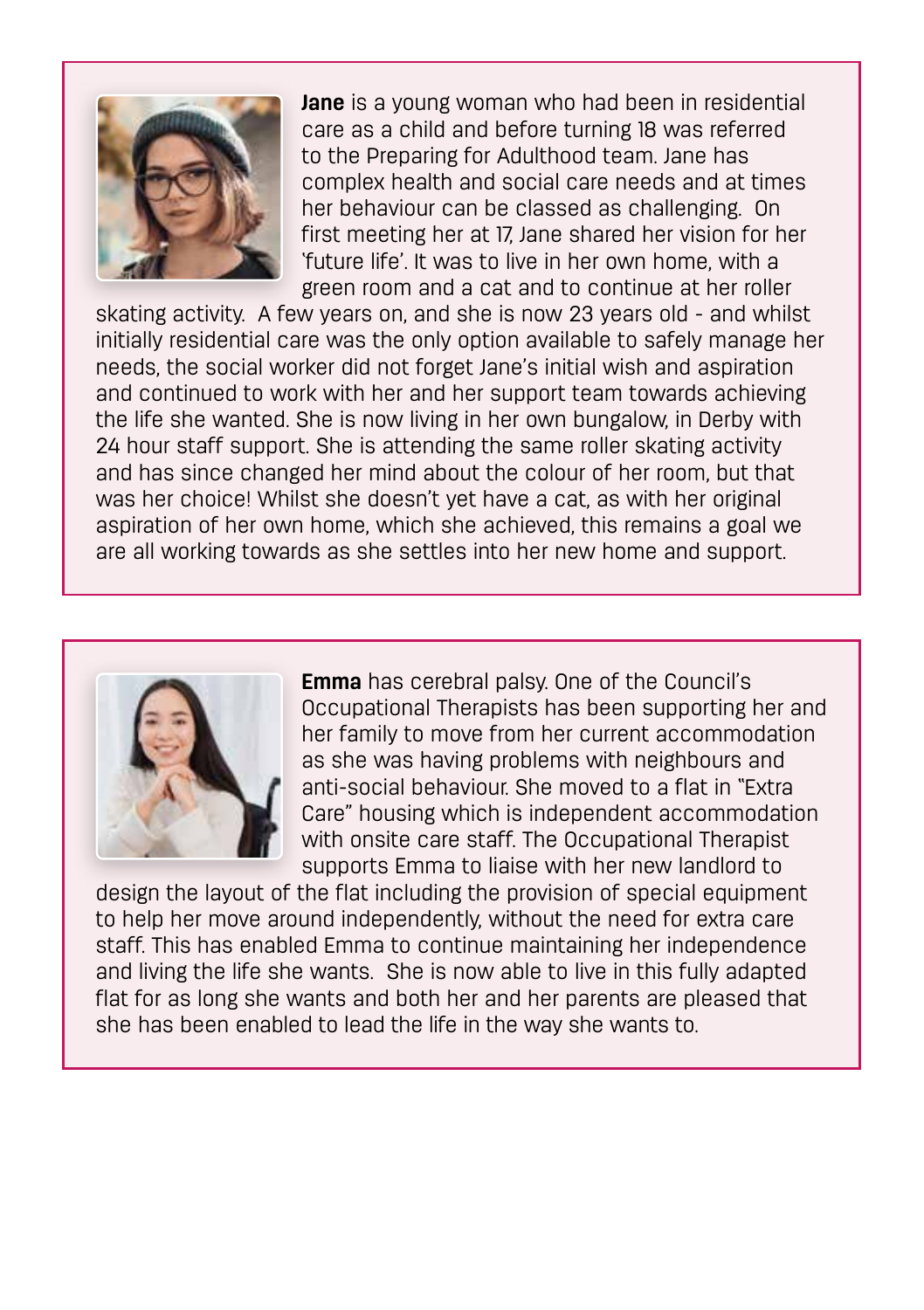**Jane** is a young woman who had been in residential care as a child and before turning 18 was referred to the Preparing for Adulthood team. Jane has complex health and social care needs and at times her behaviour can be classed as challenging. On first meeting her at 17, Jane shared her vision for her 'future life'. It was to live in her own home, with a green room and a cat and to continue at her roller skating activity. A few years on, and she is now 23 years old - and whilst initially residential care was the only option available to safely manage her needs, the social worker did not forget Jane's initial wish and aspiration and continued to work with her and her support team towards achieving the life she wanted. She is now living in her own bungalow, in Derby with 24 hour staff support. She is attending the same roller skating activity and has since changed her mind about the colour of her room, but that was her choice! Whilst she doesn't yet have a cat, as with her original aspiration of her own home, which she achieved, this remains a goal we are all working towards as she settles into her new home and support.

**Emma** has cerebral palsy. One of the Council's Occupational Therapists has been supporting her and her family to move from her current accommodation as she was having problems with neighbours and anti-social behaviour. She moved to a flat in "Extra Care" housing which is independent accommodation with onsite care staff. The Occupational Therapist supports Emma to liaise with her new landlord to design the layout of the flat including the provision of special equipment to help her move around independently, without the need for extra care staff. This has enabled Emma to continue maintaining her independence and living the life she wants. She is now able to live in this fully adapted flat for as long she wants and both her and her parents are pleased that she has been enabled to lead the life in the way she wants to.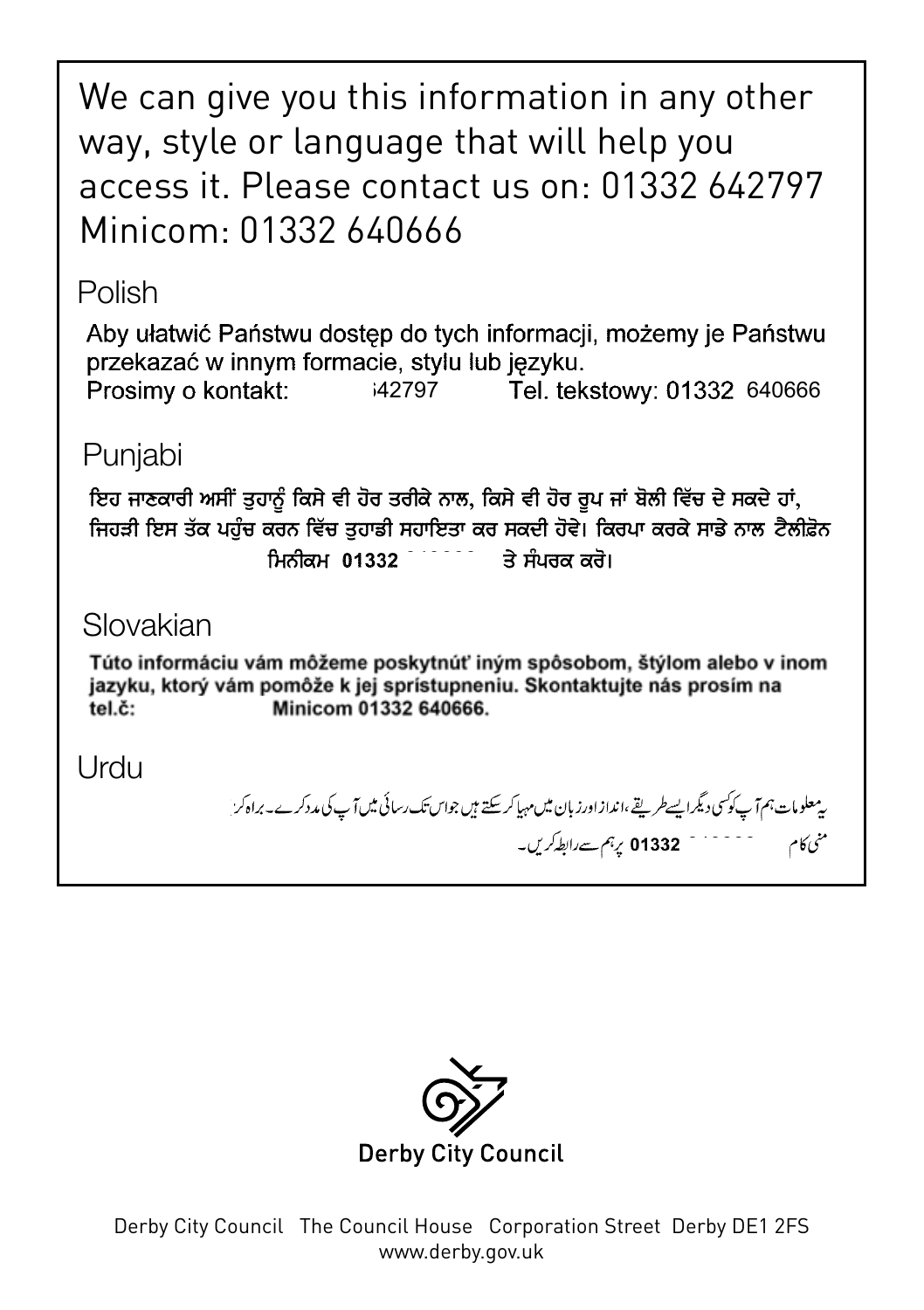We can give you this information in any other way, style or language that will help you access it. Please contact us on: 01332 642797 Minicom: 01332 640666

## Polish

Aby ułatwić Państwu dostęp do tych informacji, możemy je Państwu przekazać w innym formacie, stylu lub języku.
Prosimy o kontakt: 642797 Tel. tekstowy: 01332 640666

## Punjabi

ਇਹ ਜਾਣਕਾਰੀ ਅਸੀਂ ਤੁਹਾਨੂੰ ਕਿਸੇ ਵੀ ਹੋਰ ਤਰੀਕੇ ਨਾਲ, ਕਿਸੇ ਵੀ ਹੋਰ ਰੂਪ ਜਾਂ ਬੋਲੀ ਵਿੱਚ ਦੇ ਸਕਦੇ ਹਾਂ, ਜਿਹੜੀ ਇਸ ਤੱਕ ਪਹੁੰਚ ਕਰਨ ਵਿੱਚ ਤੁਹਾਡੀ ਸਹਾਇਤਾ ਕਰ ਸਕਦੀ ਹੋਵੇ। ਕਿਰਪਾ ਕਰਕੇ ਸਾਡੇ ਨਾਲ ਟੈਲੀਫ਼ੋਨ ਮਿਨੀਕਮ 01332 ਤੇ ਸੰਪਰਕ ਕਰੋ।

## Slovakian

**Túto informáciu vám môžeme poskytnúť iným spôsobom, štýlom alebo v inom jazyku, ktorý vám pomôže k jej sprístupneniu. Skontaktujte nás prosím na tel.č: Minicom 01332 640666.**

## Urdu

یہ معلومات ہم آپ کو کسی دیگر ایسے طریقے، انداز اور زبان میں مہیا کر سکتے ہیں جو اس تک رسائی میں آپ کی مدد کرے۔ براہ کرم
منی کام **01332** پر ہم سے رابطہ کریں۔

Derby City Council

Derby City Council The Council House Corporation Street Derby DE1 2FS
www.derby.gov.uk